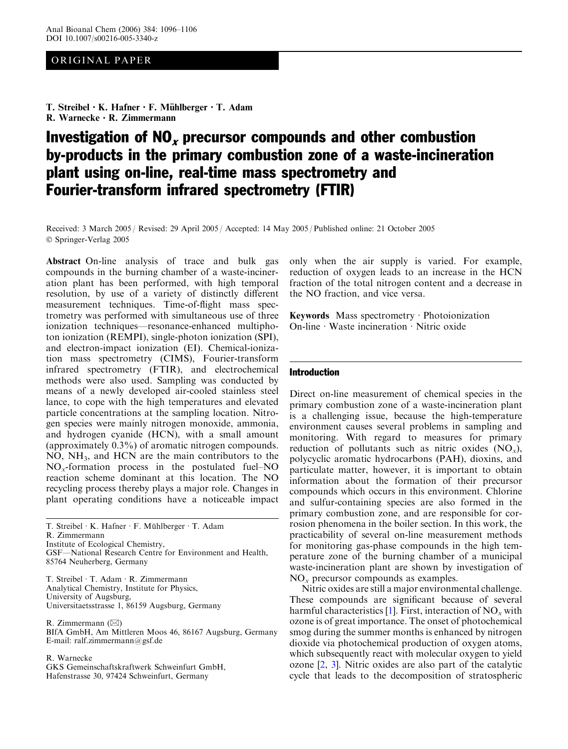ORIGINAL PAPER

T. Streibel · K. Hafner · F. Mühlberger · T. Adam
R. Warnecke · R. Zimmermann

# Investigation of $NO_x$ precursor compounds and other combustion by-products in the primary combustion zone of a waste-incineration plant using on-line, real-time mass spectrometry and Fourier-transform infrared spectrometry (FTIR)

Received: 3 March 2005 / Revised: 29 April 2005 / Accepted: 14 May 2005 / Published online: 21 October 2005
© Springer-Verlag 2005

**Abstract** On-line analysis of trace and bulk gas compounds in the burning chamber of a waste-incineration plant has been performed, with high temporal resolution, by use of a variety of distinctly different measurement techniques. Time-of-flight mass spectrometry was performed with simultaneous use of three ionization techniques—resonance-enhanced multiphoton ionization (REMPI), single-photon ionization (SPI), and electron-impact ionization (EI). Chemical-ionization mass spectrometry (CIMS), Fourier-transform infrared spectrometry (FTIR), and electrochemical methods were also used. Sampling was conducted by means of a newly developed air-cooled stainless steel lance, to cope with the high temperatures and elevated particle concentrations at the sampling location. Nitrogen species were mainly nitrogen monoxide, ammonia, and hydrogen cyanide (HCN), with a small amount (approximately 0.3%) of aromatic nitrogen compounds. NO, $NH_3$, and HCN are the main contributors to the $NO_x$-formation process in the postulated fuel–NO reaction scheme dominant at this location. The NO recycling process thereby plays a major role. Changes in plant operating conditions have a noticeable impact only when the air supply is varied. For example, reduction of oxygen leads to an increase in the HCN fraction of the total nitrogen content and a decrease in the NO fraction, and vice versa.

**Keywords** Mass spectrometry · Photoionization On-line · Waste incineration · Nitric oxide

T. Streibel · K. Hafner · F. Mühlberger · T. Adam
R. Zimmermann
Institute of Ecological Chemistry,
GSF—National Research Centre for Environment and Health,
85764 Neuherberg, Germany

T. Streibel · T. Adam · R. Zimmermann
Analytical Chemistry, Institute for Physics,
University of Augsburg,
Universitaetsstrasse 1, 86159 Augsburg, Germany

R. Zimmermann (✉)
BIfA GmbH, Am Mittleren Moos 46, 86167 Augsburg, Germany
E-mail: ralf.zimmermann@gsf.de

R. Warnecke
GKS Gemeinschaftskraftwerk Schweinfurt GmbH,
Hafenstrasse 30, 97424 Schweinfurt, Germany

## Introduction

Direct on-line measurement of chemical species in the primary combustion zone of a waste-incineration plant is a challenging issue, because the high-temperature environment causes several problems in sampling and monitoring. With regard to measures for primary reduction of pollutants such as nitric oxides ($NO_x$), polycyclic aromatic hydrocarbons (PAH), dioxins, and particulate matter, however, it is important to obtain information about the formation of their precursor compounds which occurs in this environment. Chlorine and sulfur-containing species are also formed in the primary combustion zone, and are responsible for corrosion phenomena in the boiler section. In this work, the practicability of several on-line measurement methods for monitoring gas-phase compounds in the high temperature zone of the burning chamber of a municipal waste-incineration plant are shown by investigation of $NO_x$ precursor compounds as examples.

Nitric oxides are still a major environmental challenge. These compounds are significant because of several harmful characteristics [1]. First, interaction of $NO_x$ with ozone is of great importance. The onset of photochemical smog during the summer months is enhanced by nitrogen dioxide via photochemical production of oxygen atoms, which subsequently react with molecular oxygen to yield ozone [2, 3]. Nitric oxides are also part of the catalytic cycle that leads to the decomposition of stratospheric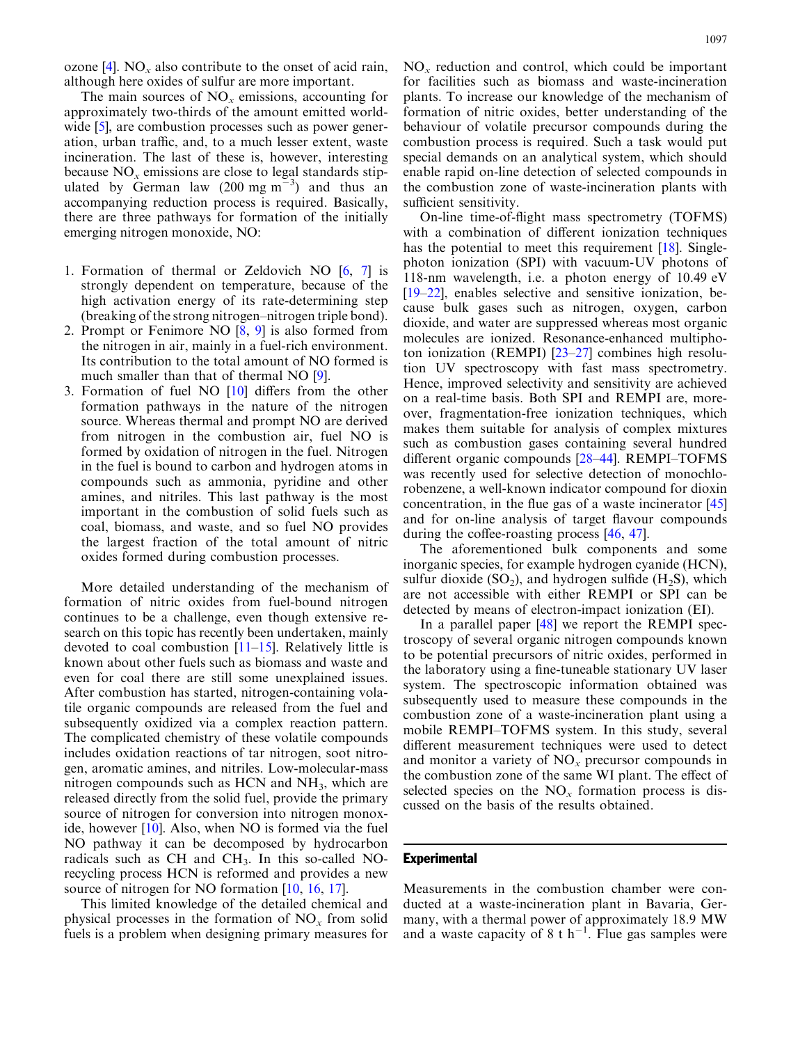ozone [4]. $NO_x$ also contribute to the onset of acid rain, although here oxides of sulfur are more important.

The main sources of $NO_x$ emissions, accounting for approximately two-thirds of the amount emitted worldwide [5], are combustion processes such as power generation, urban traffic, and, to a much lesser extent, waste incineration. The last of these is, however, interesting because $NO_x$ emissions are close to legal standards stipulated by German law (200 mg $m^{-3}$) and thus an accompanying reduction process is required. Basically, there are three pathways for formation of the initially emerging nitrogen monoxide, NO:

1. Formation of thermal or Zeldovich NO [6, 7] is strongly dependent on temperature, because of the high activation energy of its rate-determining step (breaking of the strong nitrogen–nitrogen triple bond).
2. Prompt or Fenimore NO [8, 9] is also formed from the nitrogen in air, mainly in a fuel-rich environment. Its contribution to the total amount of NO formed is much smaller than that of thermal NO [9].
3. Formation of fuel NO [10] differs from the other formation pathways in the nature of the nitrogen source. Whereas thermal and prompt NO are derived from nitrogen in the combustion air, fuel NO is formed by oxidation of nitrogen in the fuel. Nitrogen in the fuel is bound to carbon and hydrogen atoms in compounds such as ammonia, pyridine and other amines, and nitriles. This last pathway is the most important in the combustion of solid fuels such as coal, biomass, and waste, and so fuel NO provides the largest fraction of the total amount of nitric oxides formed during combustion processes.

More detailed understanding of the mechanism of formation of nitric oxides from fuel-bound nitrogen continues to be a challenge, even though extensive research on this topic has recently been undertaken, mainly devoted to coal combustion [11–15]. Relatively little is known about other fuels such as biomass and waste and even for coal there are still some unexplained issues. After combustion has started, nitrogen-containing volatile organic compounds are released from the fuel and subsequently oxidized via a complex reaction pattern. The complicated chemistry of these volatile compounds includes oxidation reactions of tar nitrogen, soot nitrogen, aromatic amines, and nitriles. Low-molecular-mass nitrogen compounds such as HCN and $NH_3$, which are released directly from the solid fuel, provide the primary source of nitrogen for conversion into nitrogen monoxide, however [10]. Also, when NO is formed via the fuel NO pathway it can be decomposed by hydrocarbon radicals such as CH and $CH_3$. In this so-called NO-recycling process HCN is reformed and provides a new source of nitrogen for NO formation [10, 16, 17].

This limited knowledge of the detailed chemical and physical processes in the formation of $NO_x$ from solid fuels is a problem when designing primary measures for $NO_x$ reduction and control, which could be important for facilities such as biomass and waste-incineration plants. To increase our knowledge of the mechanism of formation of nitric oxides, better understanding of the behaviour of volatile precursor compounds during the combustion process is required. Such a task would put special demands on an analytical system, which should enable rapid on-line detection of selected compounds in the combustion zone of waste-incineration plants with sufficient sensitivity.

On-line time-of-flight mass spectrometry (TOFMS) with a combination of different ionization techniques has the potential to meet this requirement [18]. Single-photon ionization (SPI) with vacuum-UV photons of 118-nm wavelength, i.e. a photon energy of 10.49 eV [19–22], enables selective and sensitive ionization, because bulk gases such as nitrogen, oxygen, carbon dioxide, and water are suppressed whereas most organic molecules are ionized. Resonance-enhanced multiphoton ionization (REMPI) [23–27] combines high resolution UV spectroscopy with fast mass spectrometry. Hence, improved selectivity and sensitivity are achieved on a real-time basis. Both SPI and REMPI are, moreover, fragmentation-free ionization techniques, which makes them suitable for analysis of complex mixtures such as combustion gases containing several hundred different organic compounds [28–44]. REMPI–TOFMS was recently used for selective detection of monochlorobenzene, a well-known indicator compound for dioxin concentration, in the flue gas of a waste incinerator [45] and for on-line analysis of target flavour compounds during the coffee-roasting process [46, 47].

The aforementioned bulk components and some inorganic species, for example hydrogen cyanide (HCN), sulfur dioxide ($SO_2$), and hydrogen sulfide ($H_2S$), which are not accessible with either REMPI or SPI can be detected by means of electron-impact ionization (EI).

In a parallel paper [48] we report the REMPI spectroscopy of several organic nitrogen compounds known to be potential precursors of nitric oxides, performed in the laboratory using a fine-tuneable stationary UV laser system. The spectroscopic information obtained was subsequently used to measure these compounds in the combustion zone of a waste-incineration plant using a mobile REMPI–TOFMS system. In this study, several different measurement techniques were used to detect and monitor a variety of $NO_x$ precursor compounds in the combustion zone of the same WI plant. The effect of selected species on the $NO_x$ formation process is discussed on the basis of the results obtained.

## Experimental

Measurements in the combustion chamber were conducted at a waste-incineration plant in Bavaria, Germany, with a thermal power of approximately 18.9 MW and a waste capacity of 8 t $h^{-1}$. Flue gas samples were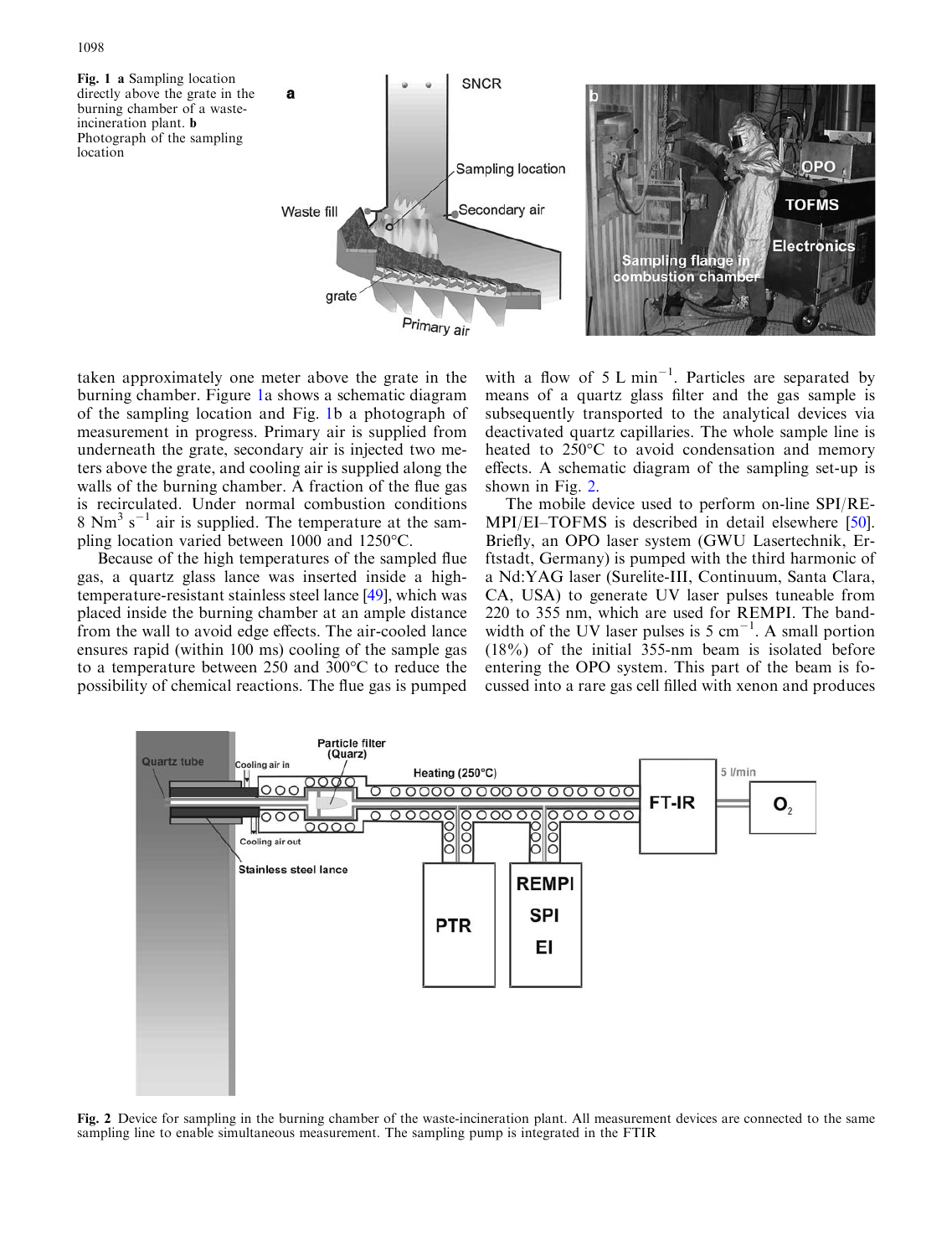**Fig. 1** **a** Sampling location directly above the grate in the burning chamber of a waste-incineration plant. **b** Photograph of the sampling location

taken approximately one meter above the grate in the burning chamber. Figure 1a shows a schematic diagram of the sampling location and Fig. 1b a photograph of measurement in progress. Primary air is supplied from underneath the grate, secondary air is injected two meters above the grate, and cooling air is supplied along the walls of the burning chamber. A fraction of the flue gas is recirculated. Under normal combustion conditions 8 $Nm^3$ $s^{-1}$ air is supplied. The temperature at the sampling location varied between 1000 and 1250°C.

Because of the high temperatures of the sampled flue gas, a quartz glass lance was inserted inside a high-temperature-resistant stainless steel lance [49], which was placed inside the burning chamber at an ample distance from the wall to avoid edge effects. The air-cooled lance ensures rapid (within 100 ms) cooling of the sample gas to a temperature between 250 and 300°C to reduce the possibility of chemical reactions. The flue gas is pumped with a flow of 5 L $min^{-1}$. Particles are separated by means of a quartz glass filter and the gas sample is subsequently transported to the analytical devices via deactivated quartz capillaries. The whole sample line is heated to 250°C to avoid condensation and memory effects. A schematic diagram of the sampling set-up is shown in Fig. 2.

The mobile device used to perform on-line SPI/REMPI/EI–TOFMS is described in detail elsewhere [50]. Briefly, an OPO laser system (GWU Lasertechnik, Erftstadt, Germany) is pumped with the third harmonic of a Nd:YAG laser (Surelite-III, Continuum, Santa Clara, CA, USA) to generate UV laser pulses tuneable from 220 to 355 nm, which are used for REMPI. The bandwidth of the UV laser pulses is 5 $cm^{-1}$. A small portion (18%) of the initial 355-nm beam is isolated before entering the OPO system. This part of the beam is focussed into a rare gas cell filled with xenon and produces

**Fig. 2** Device for sampling in the burning chamber of the waste-incineration plant. All measurement devices are connected to the same sampling line to enable simultaneous measurement. The sampling pump is integrated in the FTIR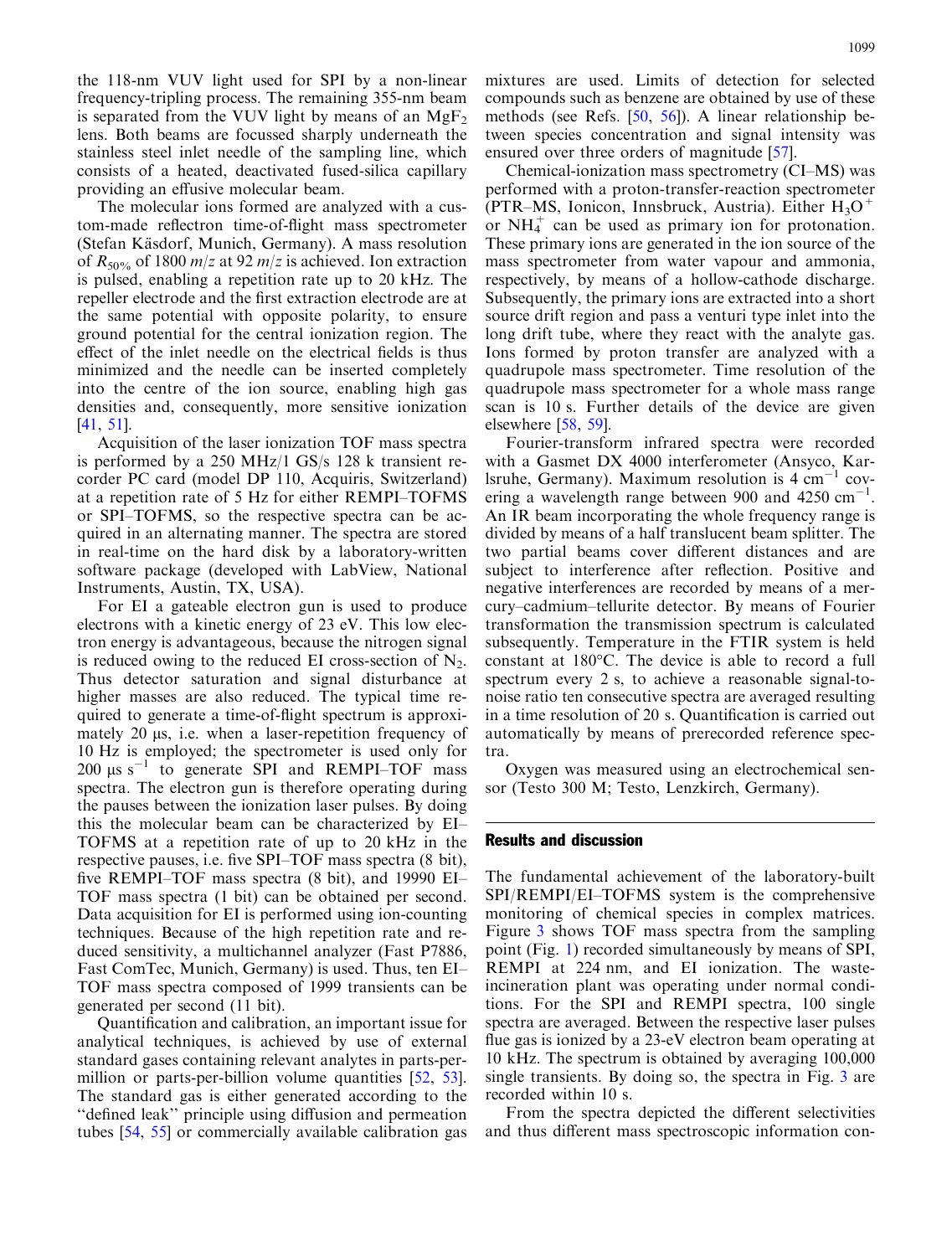the 118-nm VUV light used for SPI by a non-linear frequency-tripling process. The remaining 355-nm beam is separated from the VUV light by means of an $MgF_2$ lens. Both beams are focussed sharply underneath the stainless steel inlet needle of the sampling line, which consists of a heated, deactivated fused-silica capillary providing an effusive molecular beam.

The molecular ions formed are analyzed with a custom-made reflectron time-of-flight mass spectrometer (Stefan Käsdorf, Munich, Germany). A mass resolution of $R_{50\%}$ of 1800 $m/z$ at 92 $m/z$ is achieved. Ion extraction is pulsed, enabling a repetition rate up to 20 kHz. The repeller electrode and the first extraction electrode are at the same potential with opposite polarity, to ensure ground potential for the central ionization region. The effect of the inlet needle on the electrical fields is thus minimized and the needle can be inserted completely into the centre of the ion source, enabling high gas densities and, consequently, more sensitive ionization [41, 51].

Acquisition of the laser ionization TOF mass spectra is performed by a 250 MHz/1 GS/s 128 k transient recorder PC card (model DP 110, Acquiris, Switzerland) at a repetition rate of 5 Hz for either REMPI–TOFMS or SPI–TOFMS, so the respective spectra can be acquired in an alternating manner. The spectra are stored in real-time on the hard disk by a laboratory-written software package (developed with LabView, National Instruments, Austin, TX, USA).

For EI a gateable electron gun is used to produce electrons with a kinetic energy of 23 eV. This low electron energy is advantageous, because the nitrogen signal is reduced owing to the reduced EI cross-section of $N_2$. Thus detector saturation and signal disturbance at higher masses are also reduced. The typical time required to generate a time-of-flight spectrum is approximately 20 μs, i.e. when a laser-repetition frequency of 10 Hz is employed; the spectrometer is used only for 200 μs $s^{-1}$ to generate SPI and REMPI–TOF mass spectra. The electron gun is therefore operating during the pauses between the ionization laser pulses. By doing this the molecular beam can be characterized by EI–TOFMS at a repetition rate of up to 20 kHz in the respective pauses, i.e. five SPI–TOF mass spectra (8 bit), five REMPI–TOF mass spectra (8 bit), and 19990 EI–TOF mass spectra (1 bit) can be obtained per second. Data acquisition for EI is performed using ion-counting techniques. Because of the high repetition rate and reduced sensitivity, a multichannel analyzer (Fast P7886, Fast ComTec, Munich, Germany) is used. Thus, ten EI–TOF mass spectra composed of 1999 transients can be generated per second (11 bit).

Quantification and calibration, an important issue for analytical techniques, is achieved by use of external standard gases containing relevant analytes in parts-per-million or parts-per-billion volume quantities [52, 53]. The standard gas is either generated according to the "defined leak" principle using diffusion and permeation tubes [54, 55] or commercially available calibration gas mixtures are used. Limits of detection for selected compounds such as benzene are obtained by use of these methods (see Refs. [50, 56]). A linear relationship between species concentration and signal intensity was ensured over three orders of magnitude [57].

Chemical-ionization mass spectrometry (CI–MS) was performed with a proton-transfer-reaction spectrometer (PTR–MS, Ionicon, Innsbruck, Austria). Either $H_3O^+$ or $NH_4^+$ can be used as primary ion for protonation. These primary ions are generated in the ion source of the mass spectrometer from water vapour and ammonia, respectively, by means of a hollow-cathode discharge. Subsequently, the primary ions are extracted into a short source drift region and pass a venturi type inlet into the long drift tube, where they react with the analyte gas. Ions formed by proton transfer are analyzed with a quadrupole mass spectrometer. Time resolution of the quadrupole mass spectrometer for a whole mass range scan is 10 s. Further details of the device are given elsewhere [58, 59].

Fourier-transform infrared spectra were recorded with a Gasmet DX 4000 interferometer (Ansyco, Karlsruhe, Germany). Maximum resolution is 4 $cm^{-1}$ covering a wavelength range between 900 and 4250 $cm^{-1}$. An IR beam incorporating the whole frequency range is divided by means of a half translucent beam splitter. The two partial beams cover different distances and are subject to interference after reflection. Positive and negative interferences are recorded by means of a mercury–cadmium–tellurite detector. By means of Fourier transformation the transmission spectrum is calculated subsequently. Temperature in the FTIR system is held constant at 180°C. The device is able to record a full spectrum every 2 s, to achieve a reasonable signal-to-noise ratio ten consecutive spectra are averaged resulting in a time resolution of 20 s. Quantification is carried out automatically by means of prerecorded reference spectra.

Oxygen was measured using an electrochemical sensor (Testo 300 M; Testo, Lenzkirch, Germany).

## Results and discussion

The fundamental achievement of the laboratory-built SPI/REMPI/EI–TOFMS system is the comprehensive monitoring of chemical species in complex matrices. Figure 3 shows TOF mass spectra from the sampling point (Fig. 1) recorded simultaneously by means of SPI, REMPI at 224 nm, and EI ionization. The waste-incineration plant was operating under normal conditions. For the SPI and REMPI spectra, 100 single spectra are averaged. Between the respective laser pulses flue gas is ionized by a 23-eV electron beam operating at 10 kHz. The spectrum is obtained by averaging 100,000 single transients. By doing so, the spectra in Fig. 3 are recorded within 10 s.

From the spectra depicted the different selectivities and thus different mass spectroscopic information con-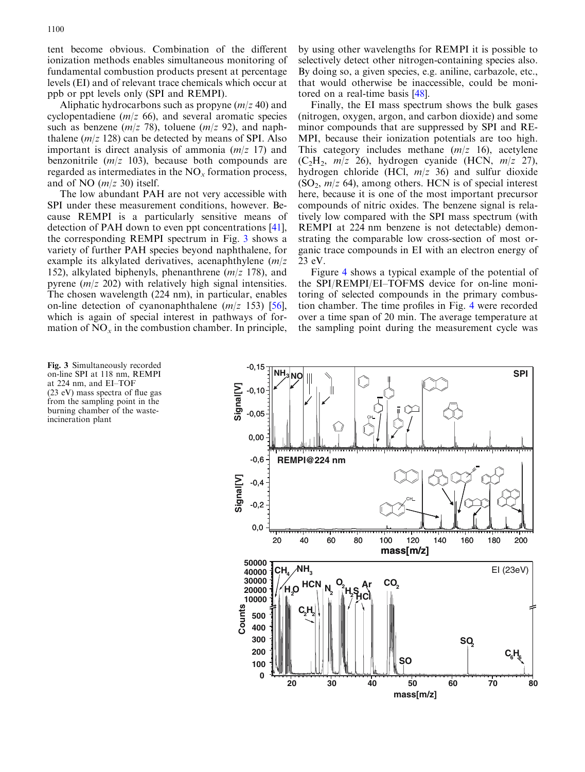tent become obvious. Combination of the different ionization methods enables simultaneous monitoring of fundamental combustion products present at percentage levels (EI) and of relevant trace chemicals which occur at ppb or ppt levels only (SPI and REMPI).

Aliphatic hydrocarbons such as propyne ($m/z$ 40) and cyclopentadiene ($m/z$ 66), and several aromatic species such as benzene ($m/z$ 78), toluene ($m/z$ 92), and naphthalene ($m/z$ 128) can be detected by means of SPI. Also important is direct analysis of ammonia ($m/z$ 17) and benzonitrile ($m/z$ 103), because both compounds are regarded as intermediates in the $NO_x$ formation process, and of NO ($m/z$ 30) itself.

The low abundant PAH are not very accessible with SPI under these measurement conditions, however. Because REMPI is a particularly sensitive means of detection of PAH down to even ppt concentrations [41], the corresponding REMPI spectrum in Fig. 3 shows a variety of further PAH species beyond naphthalene, for example its alkylated derivatives, acenaphthylene ($m/z$ 152), alkylated biphenyls, phenanthrene ($m/z$ 178), and pyrene ($m/z$ 202) with relatively high signal intensities. The chosen wavelength (224 nm), in particular, enables on-line detection of cyanonaphthalene ($m/z$ 153) [56], which is again of special interest in pathways of formation of $NO_x$ in the combustion chamber. In principle, by using other wavelengths for REMPI it is possible to selectively detect other nitrogen-containing species also. By doing so, a given species, e.g. aniline, carbazole, etc., that would otherwise be inaccessible, could be monitored on a real-time basis [48].

Finally, the EI mass spectrum shows the bulk gases (nitrogen, oxygen, argon, and carbon dioxide) and some minor compounds that are suppressed by SPI and REMPI, because their ionization potentials are too high. This category includes methane ($m/z$ 16), acetylene ($C_2H_2$, $m/z$ 26), hydrogen cyanide (HCN, $m/z$ 27), hydrogen chloride (HCl, $m/z$ 36) and sulfur dioxide ($SO_2$, $m/z$ 64), among others. HCN is of special interest here, because it is one of the most important precursor compounds of nitric oxides. The benzene signal is relatively low compared with the SPI mass spectrum (with REMPI at 224 nm benzene is not detectable) demonstrating the comparable low cross-section of most organic trace compounds in EI with an electron energy of 23 eV.

Figure 4 shows a typical example of the potential of the SPI/REMPI/EI–TOFMS device for on-line monitoring of selected compounds in the primary combustion chamber. The time profiles in Fig. 4 were recorded over a time span of 20 min. The average temperature at the sampling point during the measurement cycle was

**Fig. 3** Simultaneously recorded on-line SPI at 118 nm, REMPI at 224 nm, and EI–TOF (23 eV) mass spectra of flue gas from the sampling point in the burning chamber of the waste-incineration plant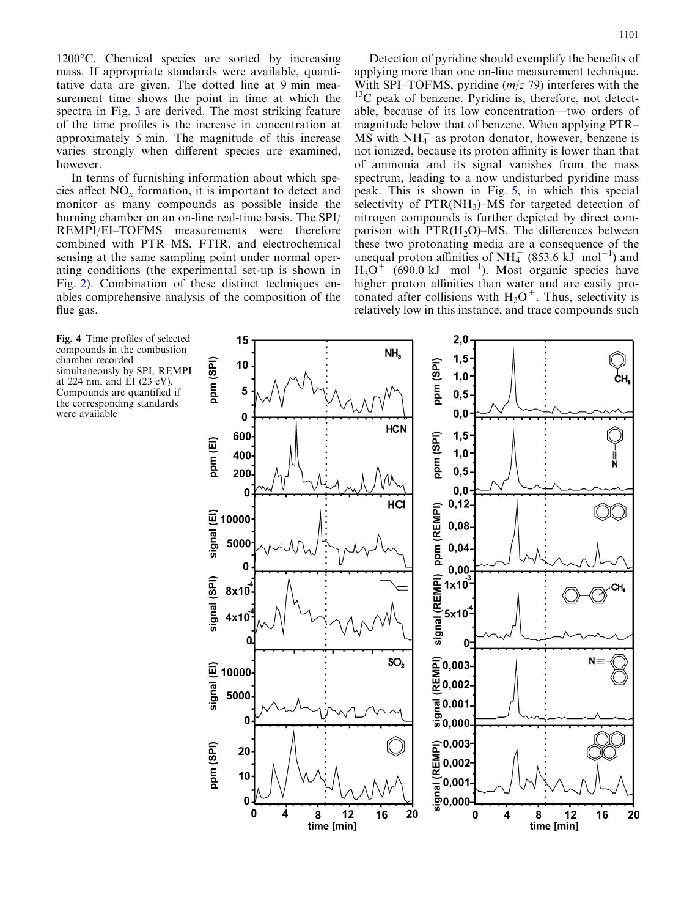1200°C. Chemical species are sorted by increasing mass. If appropriate standards were available, quantitative data are given. The dotted line at 9 min measurement time shows the point in time at which the spectra in Fig. 3 are derived. The most striking feature of the time profiles is the increase in concentration at approximately 5 min. The magnitude of this increase varies strongly when different species are examined, however.

In terms of furnishing information about which species affect $NO_x$ formation, it is important to detect and monitor as many compounds as possible inside the burning chamber on an on-line real-time basis. The SPI/REMPI/EI–TOFMS measurements were therefore combined with PTR–MS, FTIR, and electrochemical sensing at the same sampling point under normal operating conditions (the experimental set-up is shown in Fig. 2). Combination of these distinct techniques enables comprehensive analysis of the composition of the flue gas.

Detection of pyridine should exemplify the benefits of applying more than one on-line measurement technique. With SPI–TOFMS, pyridine ($m/z$ 79) interferes with the $^{13}C$ peak of benzene. Pyridine is, therefore, not detectable, because of its low concentration—two orders of magnitude below that of benzene. When applying PTR–MS with $NH_4^+$ as proton donator, however, benzene is not ionized, because its proton affinity is lower than that of ammonia and its signal vanishes from the mass spectrum, leading to a now undisturbed pyridine mass peak. This is shown in Fig. 5, in which this special selectivity of PTR($NH_3$)–MS for targeted detection of nitrogen compounds is further depicted by direct comparison with PTR($H_2O$)–MS. The differences between these two protonating media are a consequence of the unequal proton affinities of $NH_4^+$ (853.6 kJ mol$^{-1}$) and $H_3O^+$ (690.0 kJ mol$^{-1}$). Most organic species have higher proton affinities than water and are easily protonated after collisions with $H_3O^+$. Thus, selectivity is relatively low in this instance, and trace compounds such

Fig. 4 Time profiles of selected compounds in the combustion chamber recorded simultaneously by SPI, REMPI at 224 nm, and EI (23 eV). Compounds are quantified if the corresponding standards were available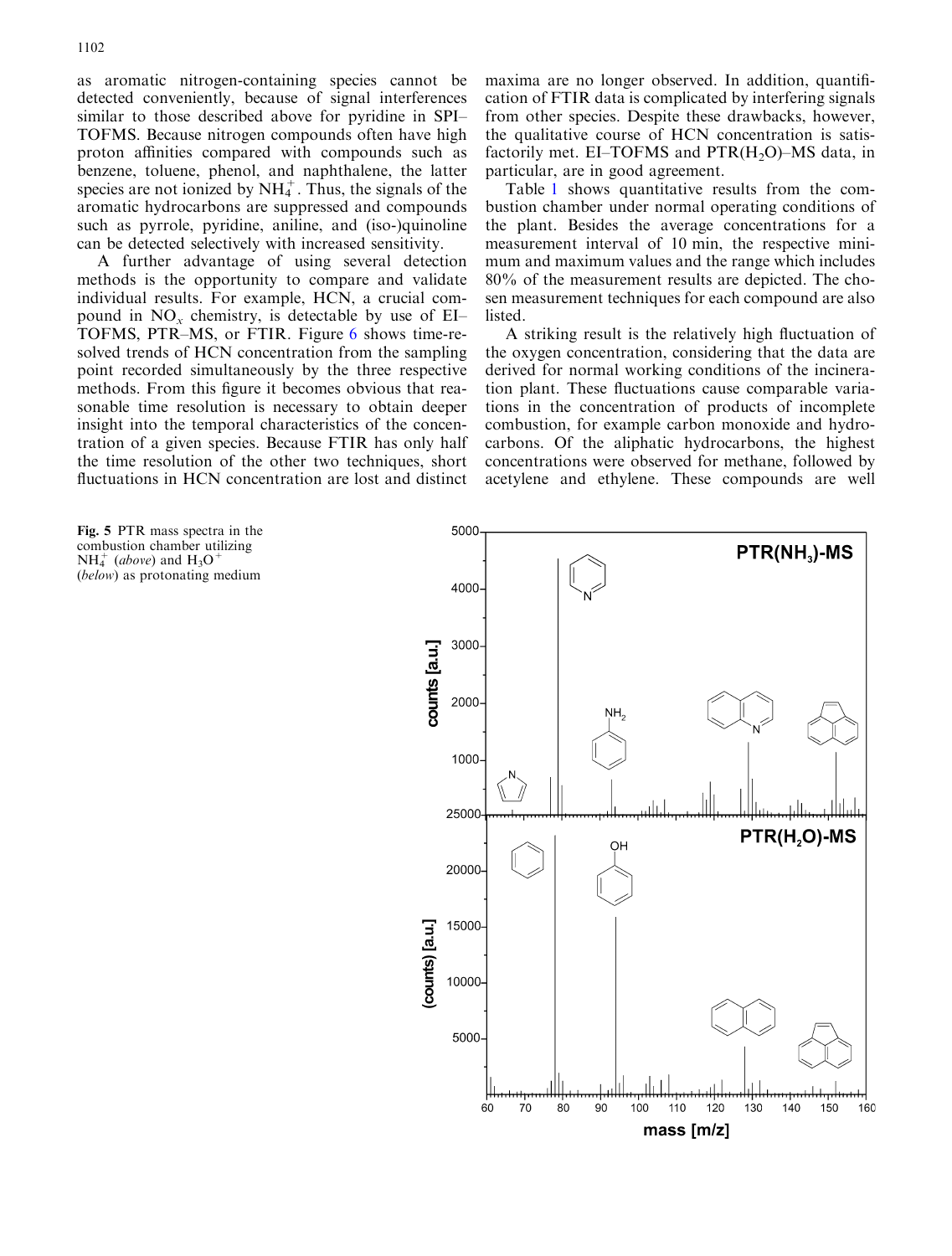as aromatic nitrogen-containing species cannot be detected conveniently, because of signal interferences similar to those described above for pyridine in SPI–TOFMS. Because nitrogen compounds often have high proton affinities compared with compounds such as benzene, toluene, phenol, and naphthalene, the latter species are not ionized by $NH_4^+$. Thus, the signals of the aromatic hydrocarbons are suppressed and compounds such as pyrrole, pyridine, aniline, and (iso-)quinoline can be detected selectively with increased sensitivity.

A further advantage of using several detection methods is the opportunity to compare and validate individual results. For example, HCN, a crucial compound in $NO_x$ chemistry, is detectable by use of EI–TOFMS, PTR–MS, or FTIR. Figure 6 shows time-resolved trends of HCN concentration from the sampling point recorded simultaneously by the three respective methods. From this figure it becomes obvious that reasonable time resolution is necessary to obtain deeper insight into the temporal characteristics of the concentration of a given species. Because FTIR has only half the time resolution of the other two techniques, short fluctuations in HCN concentration are lost and distinct maxima are no longer observed. In addition, quantification of FTIR data is complicated by interfering signals from other species. Despite these drawbacks, however, the qualitative course of HCN concentration is satisfactorily met. EI–TOFMS and PTR($H_2O$)–MS data, in particular, are in good agreement.

Table 1 shows quantitative results from the combustion chamber under normal operating conditions of the plant. Besides the average concentrations for a measurement interval of 10 min, the respective minimum and maximum values and the range which includes 80% of the measurement results are depicted. The chosen measurement techniques for each compound are also listed.

A striking result is the relatively high fluctuation of the oxygen concentration, considering that the data are derived for normal working conditions of the incineration plant. These fluctuations cause comparable variations in the concentration of products of incomplete combustion, for example carbon monoxide and hydrocarbons. Of the aliphatic hydrocarbons, the highest concentrations were observed for methane, followed by acetylene and ethylene. These compounds are well

**Fig. 5** PTR mass spectra in the combustion chamber utilizing $NH_4^+$ (*above*) and $H_3O^+$ (*below*) as protonating medium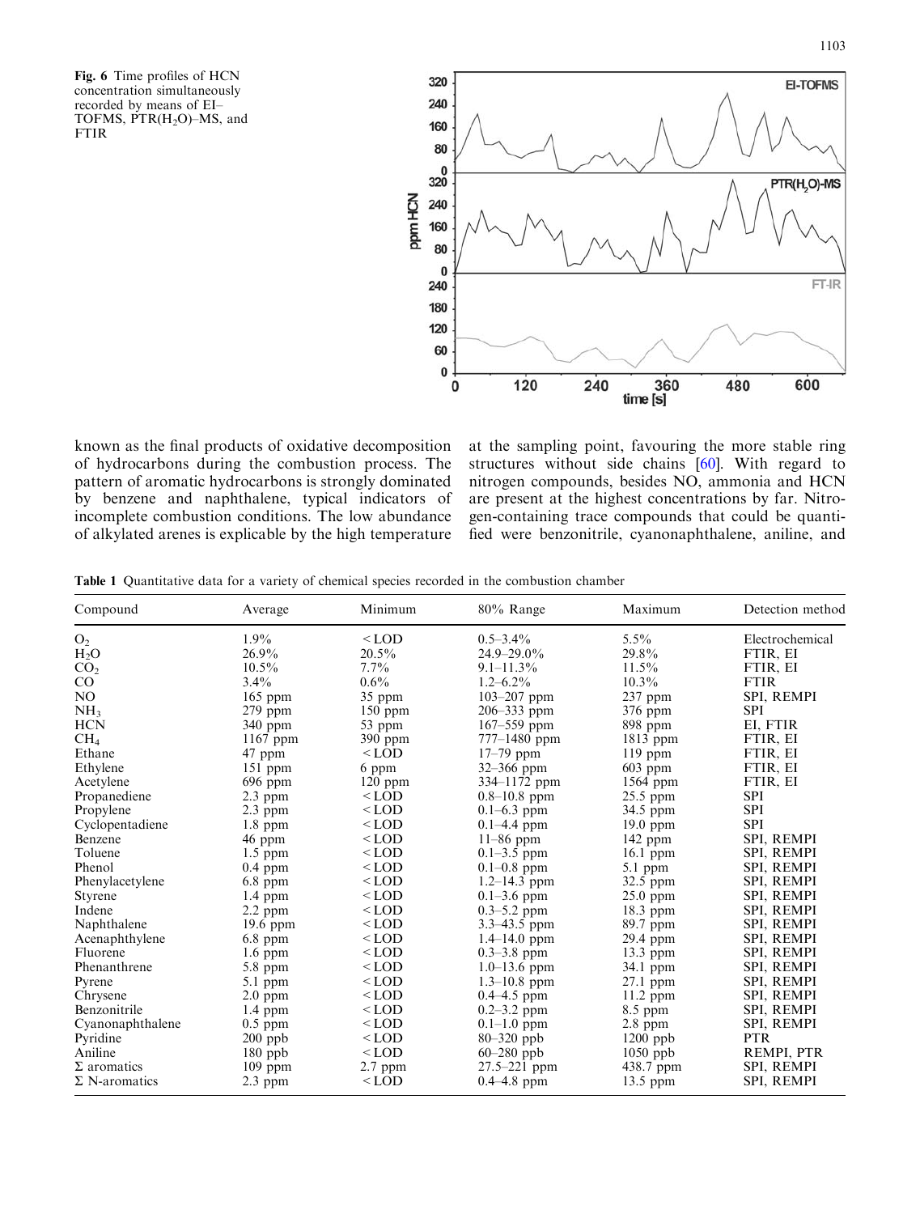**Fig. 6** Time profiles of HCN concentration simultaneously recorded by means of EI–TOFMS, $PTR(H_2O)$–MS, and FTIR

known as the final products of oxidative decomposition of hydrocarbons during the combustion process. The pattern of aromatic hydrocarbons is strongly dominated by benzene and naphthalene, typical indicators of incomplete combustion conditions. The low abundance of alkylated arenes is explicable by the high temperature at the sampling point, favouring the more stable ring structures without side chains [60]. With regard to nitrogen compounds, besides NO, ammonia and HCN are present at the highest concentrations by far. Nitrogen-containing trace compounds that could be quantified were benzonitrile, cyanonaphthalene, aniline, and

**Table 1** Quantitative data for a variety of chemical species recorded in the combustion chamber

| Compound | Average | Minimum | 80% Range | Maximum | Detection method |
|---|---|---|---|---|---|
| $O_2$ | 1.9% | <LOD | 0.5–3.4% | 5.5% | Electrochemical |
| $H_2O$ | 26.9% | 20.5% | 24.9–29.0% | 29.8% | FTIR, EI |
| $CO_2$ | 10.5% | 7.7% | 9.1–11.3% | 11.5% | FTIR, EI |
| CO | 3.4% | 0.6% | 1.2–6.2% | 10.3% | FTIR |
| NO | 165 ppm | 35 ppm | 103–207 ppm | 237 ppm | SPI, REMPI |
| $NH_3$ | 279 ppm | 150 ppm | 206–333 ppm | 376 ppm | SPI |
| HCN | 340 ppm | 53 ppm | 167–559 ppm | 898 ppm | EI, FTIR |
| $CH_4$ | 1167 ppm | 390 ppm | 777–1480 ppm | 1813 ppm | FTIR, EI |
| Ethane | 47 ppm | <LOD | 17–79 ppm | 119 ppm | FTIR, EI |
| Ethylene | 151 ppm | 6 ppm | 32–366 ppm | 603 ppm | FTIR, EI |
| Acetylene | 696 ppm | 120 ppm | 334–1172 ppm | 1564 ppm | FTIR, EI |
| Propanediene | 2.3 ppm | <LOD | 0.8–10.8 ppm | 25.5 ppm | SPI |
| Propylene | 2.3 ppm | <LOD | 0.1–6.3 ppm | 34.5 ppm | SPI |
| Cyclopentadiene | 1.8 ppm | <LOD | 0.1–4.4 ppm | 19.0 ppm | SPI |
| Benzene | 46 ppm | <LOD | 11–86 ppm | 142 ppm | SPI, REMPI |
| Toluene | 1.5 ppm | <LOD | 0.1–3.5 ppm | 16.1 ppm | SPI, REMPI |
| Phenol | 0.4 ppm | <LOD | 0.1–0.8 ppm | 5.1 ppm | SPI, REMPI |
| Phenylacetylene | 6.8 ppm | <LOD | 1.2–14.3 ppm | 32.5 ppm | SPI, REMPI |
| Styrene | 1.4 ppm | <LOD | 0.1–3.6 ppm | 25.0 ppm | SPI, REMPI |
| Indene | 2.2 ppm | <LOD | 0.3–5.2 ppm | 18.3 ppm | SPI, REMPI |
| Naphthalene | 19.6 ppm | <LOD | 3.3–43.5 ppm | 89.7 ppm | SPI, REMPI |
| Acenaphthylene | 6.8 ppm | <LOD | 1.4–14.0 ppm | 29.4 ppm | SPI, REMPI |
| Fluorene | 1.6 ppm | <LOD | 0.3–3.8 ppm | 13.3 ppm | SPI, REMPI |
| Phenanthrene | 5.8 ppm | <LOD | 1.0–13.6 ppm | 34.1 ppm | SPI, REMPI |
| Pyrene | 5.1 ppm | <LOD | 1.3–10.8 ppm | 27.1 ppm | SPI, REMPI |
| Chrysene | 2.0 ppm | <LOD | 0.4–4.5 ppm | 11.2 ppm | SPI, REMPI |
| Benzonitrile | 1.4 ppm | <LOD | 0.2–3.2 ppm | 8.5 ppm | SPI, REMPI |
| Cyanonaphthalene | 0.5 ppm | <LOD | 0.1–1.0 ppm | 2.8 ppm | SPI, REMPI |
| Pyridine | 200 ppb | <LOD | 80–320 ppb | 1200 ppb | PTR |
| Aniline | 180 ppb | <LOD | 60–280 ppb | 1050 ppb | REMPI, PTR |
| Σ aromatics | 109 ppm | 2.7 ppm | 27.5–221 ppm | 438.7 ppm | SPI, REMPI |
| Σ N-aromatics | 2.3 ppm | <LOD | 0.4–4.8 ppm | 13.5 ppm | SPI, REMPI |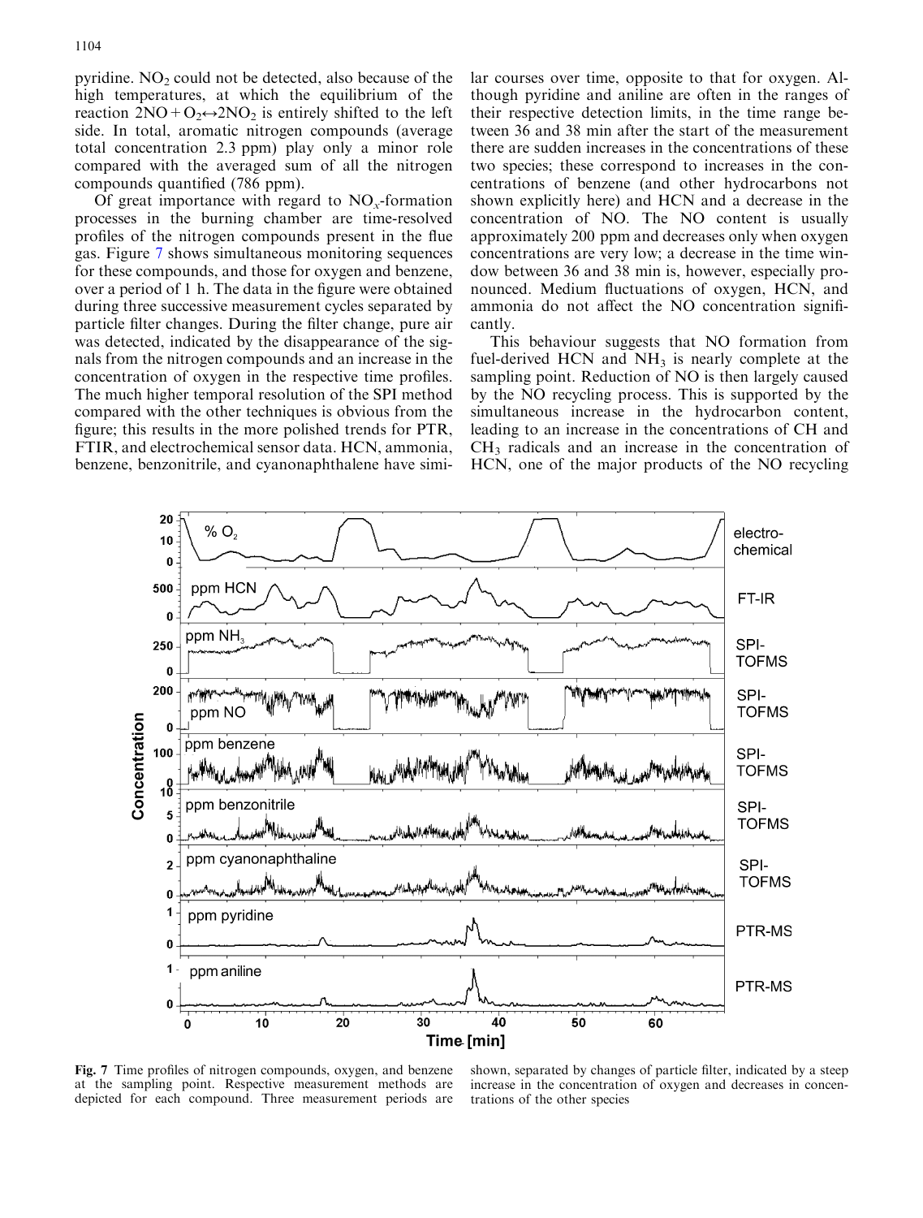pyridine. $NO_2$ could not be detected, also because of the high temperatures, at which the equilibrium of the reaction $2NO + O_2 \leftrightarrow 2NO_2$ is entirely shifted to the left side. In total, aromatic nitrogen compounds (average total concentration 2.3 ppm) play only a minor role compared with the averaged sum of all the nitrogen compounds quantified (786 ppm).

Of great importance with regard to $NO_x$-formation processes in the burning chamber are time-resolved profiles of the nitrogen compounds present in the flue gas. Figure 7 shows simultaneous monitoring sequences for these compounds, and those for oxygen and benzene, over a period of 1 h. The data in the figure were obtained during three successive measurement cycles separated by particle filter changes. During the filter change, pure air was detected, indicated by the disappearance of the signals from the nitrogen compounds and an increase in the concentration of oxygen in the respective time profiles. The much higher temporal resolution of the SPI method compared with the other techniques is obvious from the figure; this results in the more polished trends for PTR, FTIR, and electrochemical sensor data. HCN, ammonia, benzene, benzonitrile, and cyanonaphthalene have similar courses over time, opposite to that for oxygen. Although pyridine and aniline are often in the ranges of their respective detection limits, in the time range between 36 and 38 min after the start of the measurement there are sudden increases in the concentrations of these two species; these correspond to increases in the concentrations of benzene (and other hydrocarbons not shown explicitly here) and HCN and a decrease in the concentration of NO. The NO content is usually approximately 200 ppm and decreases only when oxygen concentrations are very low; a decrease in the time window between 36 and 38 min is, however, especially pronounced. Medium fluctuations of oxygen, HCN, and ammonia do not affect the NO concentration significantly.

This behaviour suggests that NO formation from fuel-derived HCN and $NH_3$ is nearly complete at the sampling point. Reduction of NO is then largely caused by the NO recycling process. This is supported by the simultaneous increase in the hydrocarbon content, leading to an increase in the concentrations of CH and $CH_3$ radicals and an increase in the concentration of HCN, one of the major products of the NO recycling

**Fig. 7** Time profiles of nitrogen compounds, oxygen, and benzene at the sampling point. Respective measurement methods are depicted for each compound. Three measurement periods are shown, separated by changes of particle filter, indicated by a steep increase in the concentration of oxygen and decreases in concentrations of the other species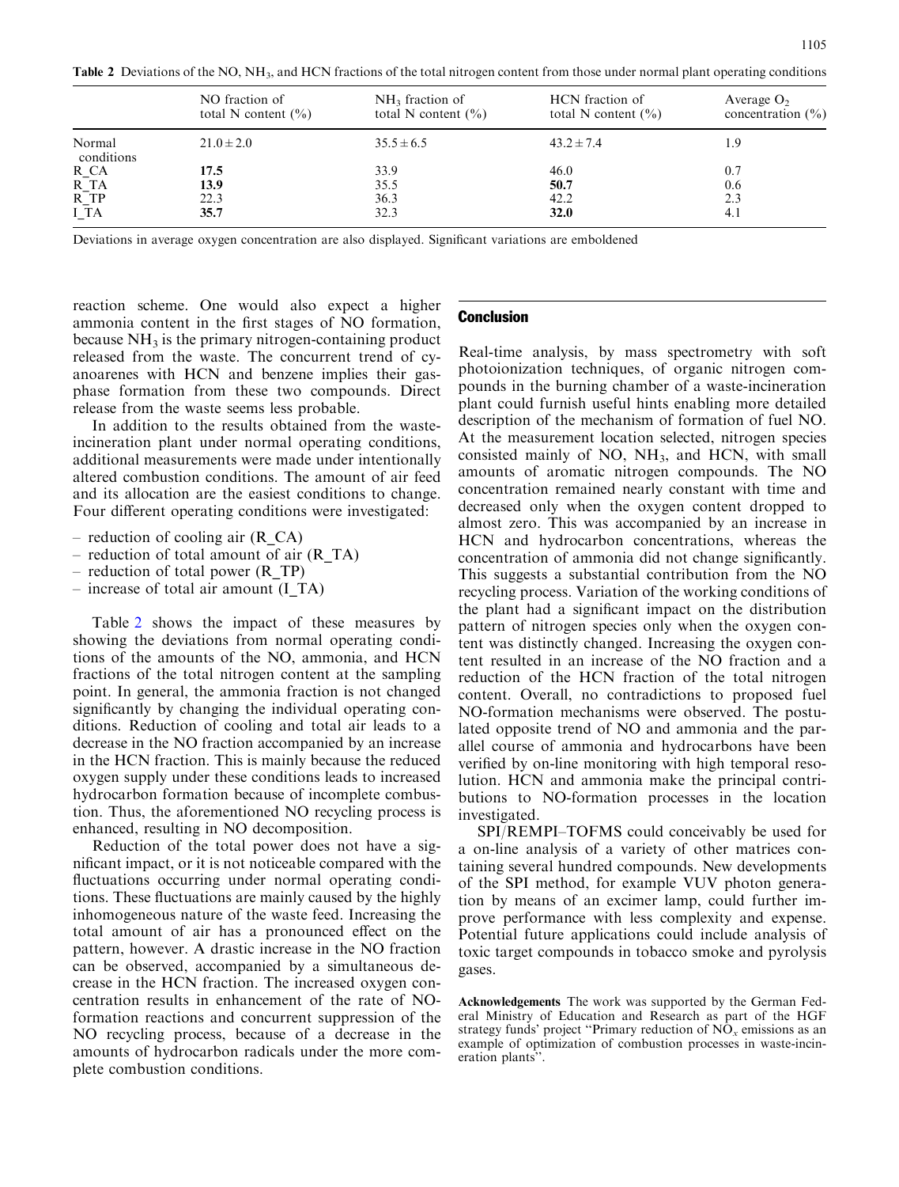**Table 2** Deviations of the NO, $NH_3$, and HCN fractions of the total nitrogen content from those under normal plant operating conditions

| | NO fraction of total N content (%) | $NH_3$ fraction of total N content (%) | HCN fraction of total N content (%) | Average $O_2$ concentration (%) |
|---|---|---|---|---|
| Normal conditions | 21.0 ± 2.0 | 35.5 ± 6.5 | 43.2 ± 7.4 | 1.9 |
| R_CA | **17.5** | 33.9 | 46.0 | 0.7 |
| R_TA | **13.9** | 35.5 | **50.7** | 0.6 |
| R_TP | 22.3 | 36.3 | 42.2 | 2.3 |
| I_TA | **35.7** | 32.3 | **32.0** | 4.1 |

Deviations in average oxygen concentration are also displayed. Significant variations are emboldened

reaction scheme. One would also expect a higher ammonia content in the first stages of NO formation, because $NH_3$ is the primary nitrogen-containing product released from the waste. The concurrent trend of cyanoarenes with HCN and benzene implies their gas-phase formation from these two compounds. Direct release from the waste seems less probable.

In addition to the results obtained from the waste-incineration plant under normal operating conditions, additional measurements were made under intentionally altered combustion conditions. The amount of air feed and its allocation are the easiest conditions to change. Four different operating conditions were investigated:

– reduction of cooling air (R_CA)
– reduction of total amount of air (R_TA)
– reduction of total power (R_TP)
– increase of total air amount (I_TA)

Table 2 shows the impact of these measures by showing the deviations from normal operating conditions of the amounts of the NO, ammonia, and HCN fractions of the total nitrogen content at the sampling point. In general, the ammonia fraction is not changed significantly by changing the individual operating conditions. Reduction of cooling and total air leads to a decrease in the NO fraction accompanied by an increase in the HCN fraction. This is mainly because the reduced oxygen supply under these conditions leads to increased hydrocarbon formation because of incomplete combustion. Thus, the aforementioned NO recycling process is enhanced, resulting in NO decomposition.

Reduction of the total power does not have a significant impact, or it is not noticeable compared with the fluctuations occurring under normal operating conditions. These fluctuations are mainly caused by the highly inhomogeneous nature of the waste feed. Increasing the total amount of air has a pronounced effect on the pattern, however. A drastic increase in the NO fraction can be observed, accompanied by a simultaneous decrease in the HCN fraction. The increased oxygen concentration results in enhancement of the rate of NO-formation reactions and concurrent suppression of the NO recycling process, because of a decrease in the amounts of hydrocarbon radicals under the more complete combustion conditions.

## Conclusion

Real-time analysis, by mass spectrometry with soft photoionization techniques, of organic nitrogen compounds in the burning chamber of a waste-incineration plant could furnish useful hints enabling more detailed description of the mechanism of formation of fuel NO. At the measurement location selected, nitrogen species consisted mainly of NO, $NH_3$, and HCN, with small amounts of aromatic nitrogen compounds. The NO concentration remained nearly constant with time and decreased only when the oxygen content dropped to almost zero. This was accompanied by an increase in HCN and hydrocarbon concentrations, whereas the concentration of ammonia did not change significantly. This suggests a substantial contribution from the NO recycling process. Variation of the working conditions of the plant had a significant impact on the distribution pattern of nitrogen species only when the oxygen content was distinctly changed. Increasing the oxygen content resulted in an increase of the NO fraction and a reduction of the HCN fraction of the total nitrogen content. Overall, no contradictions to proposed fuel NO-formation mechanisms were observed. The postulated opposite trend of NO and ammonia and the parallel course of ammonia and hydrocarbons have been verified by on-line monitoring with high temporal resolution. HCN and ammonia make the principal contributions to NO-formation processes in the location investigated.

SPI/REMPI–TOFMS could conceivably be used for a on-line analysis of a variety of other matrices containing several hundred compounds. New developments of the SPI method, for example VUV photon generation by means of an excimer lamp, could further improve performance with less complexity and expense. Potential future applications could include analysis of toxic target compounds in tobacco smoke and pyrolysis gases.

**Acknowledgements** The work was supported by the German Federal Ministry of Education and Research as part of the HGF strategy funds' project "Primary reduction of $NO_x$ emissions as an example of optimization of combustion processes in waste-incineration plants".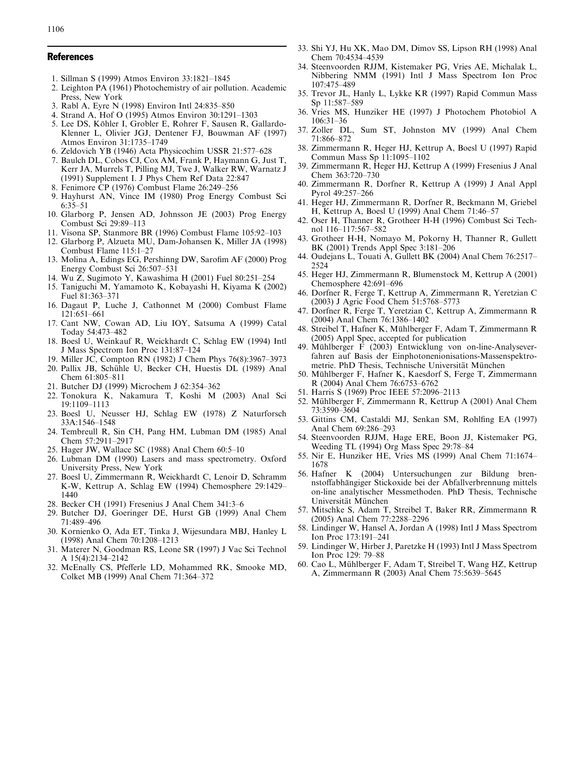## References

1. Sillman S (1999) Atmos Environ 33:1821–1845
2. Leighton PA (1961) Photochemistry of air pollution. Academic Press, New York
3. Rabl A, Eyre N (1998) Environ Intl 24:835–850
4. Strand A, Hof O (1995) Atmos Environ 30:1291–1303
5. Lee DS, Köhler I, Grobler E, Rohrer F, Sausen R, Gallardo-Klenner L, Olivier JGJ, Dentener FJ, Bouwman AF (1997) Atmos Environ 31:1735–1749
6. Zeldovich YB (1946) Acta Physicochim USSR 21:577–628
7. Baulch DL, Cobos CJ, Cox AM, Frank P, Haymann G, Just T, Kerr JA, Murrels T, Pilling MJ, Twe J, Walker RW, Warnatz J (1991) Supplement I. J Phys Chem Ref Data 22:847
8. Fenimore CP (1976) Combust Flame 26:249–256
9. Hayhurst AN, Vince IM (1980) Prog Energy Combust Sci 6:35–51
10. Glarborg P, Jensen AD, Johnsson JE (2003) Prog Energy Combust Sci 29:89–113
11. Visona SP, Stanmore BR (1996) Combust Flame 105:92–103
12. Glarborg P, Alzueta MU, Dam-Johansen K, Miller JA (1998) Combust Flame 115:1–27
13. Molina A, Edings EG, Pershinng DW, Sarofim AF (2000) Prog Energy Combust Sci 26:507–531
14. Wu Z, Sugimoto Y, Kawashima H (2001) Fuel 80:251–254
15. Taniguchi M, Yamamoto K, Kobayashi H, Kiyama K (2002) Fuel 81:363–371
16. Dagaut P, Luche J, Cathonnet M (2000) Combust Flame 121:651–661
17. Cant NW, Cowan AD, Liu IOY, Satsuma A (1999) Catal Today 54:473–482
18. Boesl U, Weinkauf R, Weickhardt C, Schlag EW (1994) Intl J Mass Spectrom Ion Proc 131:87–124
19. Miller JC, Compton RN (1982) J Chem Phys 76(8):3967–3973
20. Pallix JB, Schühle U, Becker CH, Huestis DL (1989) Anal Chem 61:805–811
21. Butcher DJ (1999) Microchem J 62:354–362
22. Tonokura K, Nakamura T, Koshi M (2003) Anal Sci 19:1109–1113
23. Boesl U, Neusser HJ, Schlag EW (1978) Z Naturforsch 33A:1546–1548
24. Tembreull R, Sin CH, Pang HM, Lubman DM (1985) Anal Chem 57:2911–2917
25. Hager JW, Wallace SC (1988) Anal Chem 60:5–10
26. Lubman DM (1990) Lasers and mass spectrometry. Oxford University Press, New York
27. Boesl U, Zimmermann R, Weickhardt C, Lenoir D, Schramm K-W, Kettrup A, Schlag EW (1994) Chemosphere 29:1429–1440
28. Becker CH (1991) Fresenius J Anal Chem 341:3–6
29. Butcher DJ, Goeringer DE, Hurst GB (1999) Anal Chem 71:489–496
30. Kornienko O, Ada ET, Tinka J, Wijesundara MBJ, Hanley L (1998) Anal Chem 70:1208–1213
31. Materer N, Goodman RS, Leone SR (1997) J Vac Sci Technol A 15(4):2134–2142
32. McEnally CS, Pfefferle LD, Mohammed RK, Smooke MD, Colket MB (1999) Anal Chem 71:364–372
33. Shi YJ, Hu XK, Mao DM, Dimov SS, Lipson RH (1998) Anal Chem 70:4534–4539
34. Steenvoorden RJJM, Kistemaker PG, Vries AE, Michalak L, Nibbering NMM (1991) Intl J Mass Spectrom Ion Proc 107:475–489
35. Trevor JL, Hanly L, Lykke KR (1997) Rapid Commun Mass Sp 11:587–589
36. Vries MS, Hunziker HE (1997) J Photochem Photobiol A 106:31–36
37. Zoller DL, Sum ST, Johnston MV (1999) Anal Chem 71:866–872
38. Zimmermann R, Heger HJ, Kettrup A, Boesl U (1997) Rapid Commun Mass Sp 11:1095–1102
39. Zimmermann R, Heger HJ, Kettrup A (1999) Fresenius J Anal Chem 363:720–730
40. Zimmermann R, Dorfner R, Kettrup A (1999) J Anal Appl Pyrol 49:257–266
41. Heger HJ, Zimmermann R, Dorfner R, Beckmann M, Griebel H, Kettrup A, Boesl U (1999) Anal Chem 71:46–57
42. Oser H, Thanner R, Grotheer H-H (1996) Combust Sci Technol 116–117:567–582
43. Grotheer H-H, Nomayo M, Pokorny H, Thanner R, Gullett BK (2001) Trends Appl Spec 3:181–206
44. Oudejans L, Touati A, Gullett BK (2004) Anal Chem 76:2517–2524
45. Heger HJ, Zimmermann R, Blumenstock M, Kettrup A (2001) Chemosphere 42:691–696
46. Dorfner R, Ferge T, Kettrup A, Zimmermann R, Yeretzian C (2003) J Agric Food Chem 51:5768–5773
47. Dorfner R, Ferge T, Yeretzian C, Kettrup A, Zimmermann R (2004) Anal Chem 76:1386–1402
48. Streibel T, Hafner K, Mühlberger F, Adam T, Zimmermann R (2005) Appl Spec, accepted for publication
49. Mühlberger F (2003) Entwicklung von on-line-Analyseverfahren auf Basis der Einphotonenionisations-Massenspektrometrie. PhD Thesis, Technische Universität München
50. Mühlberger F, Hafner K, Kaesdorf S, Ferge T, Zimmermann R (2004) Anal Chem 76:6753–6762
51. Harris S (1969) Proc IEEE 57:2096–2113
52. Mühlberger F, Zimmermann R, Kettrup A (2001) Anal Chem 73:3590–3604
53. Gittins CM, Castaldi MJ, Senkan SM, Rohlfing EA (1997) Anal Chem 69:286–293
54. Steenvoorden RJJM, Hage ERE, Boon JJ, Kistemaker PG, Weeding TL (1994) Org Mass Spec 29:78–84
55. Nir E, Hunziker HE, Vries MS (1999) Anal Chem 71:1674–1678
56. Hafner K (2004) Untersuchungen zur Bildung brennstoffabhängiger Stickoxide bei der Abfallverbrennung mittels on-line analytischer Messmethoden. PhD Thesis, Technische Universität München
57. Mitschke S, Adam T, Streibel T, Baker RR, Zimmermann R (2005) Anal Chem 77:2288–2296
58. Lindinger W, Hansel A, Jordan A (1998) Intl J Mass Spectrom Ion Proc 173:191–241
59. Lindinger W, Hirber J, Paretzke H (1993) Intl J Mass Spectrom Ion Proc 129: 79–88
60. Cao L, Mühlberger F, Adam T, Streibel T, Wang HZ, Kettrup A, Zimmermann R (2003) Anal Chem 75:5639–5645